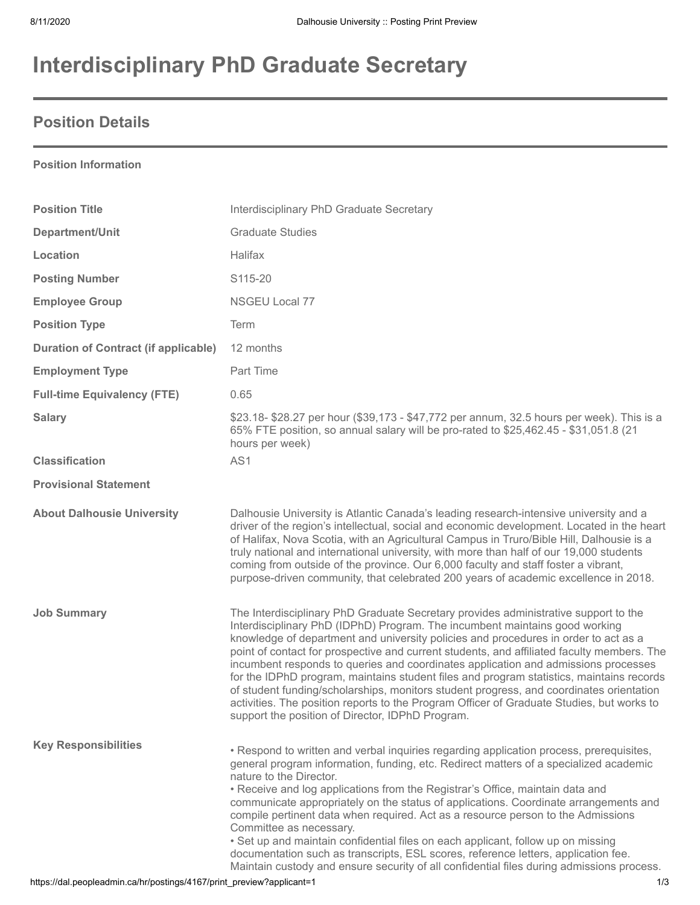# Interdisciplinary PhD Graduate Secretary

## Position Details

**Position Information**

| | |
|---|---|
| **Position Title** | Interdisciplinary PhD Graduate Secretary |
| **Department/Unit** | Graduate Studies |
| **Location** | Halifax |
| **Posting Number** | S115-20 |
| **Employee Group** | NSGEU Local 77 |
| **Position Type** | Term |
| **Duration of Contract (if applicable)** | 12 months |
| **Employment Type** | Part Time |
| **Full-time Equivalency (FTE)** | 0.65 |
| **Salary** | $23.18- $28.27 per hour ($39,173 - $47,772 per annum, 32.5 hours per week). This is a 65% FTE position, so annual salary will be pro-rated to $25,462.45 - $31,051.8 (21 hours per week) |
| **Classification** | AS1 |
| **Provisional Statement** | |
| **About Dalhousie University** | Dalhousie University is Atlantic Canada's leading research-intensive university and a driver of the region's intellectual, social and economic development. Located in the heart of Halifax, Nova Scotia, with an Agricultural Campus in Truro/Bible Hill, Dalhousie is a truly national and international university, with more than half of our 19,000 students coming from outside of the province. Our 6,000 faculty and staff foster a vibrant, purpose-driven community, that celebrated 200 years of academic excellence in 2018. |
| **Job Summary** | The Interdisciplinary PhD Graduate Secretary provides administrative support to the Interdisciplinary PhD (IDPhD) Program. The incumbent maintains good working knowledge of department and university policies and procedures in order to act as a point of contact for prospective and current students, and affiliated faculty members. The incumbent responds to queries and coordinates application and admissions processes for the IDPhD program, maintains student files and program statistics, maintains records of student funding/scholarships, monitors student progress, and coordinates orientation activities. The position reports to the Program Officer of Graduate Studies, but works to support the position of Director, IDPhD Program. |
| **Key Responsibilities** | • Respond to written and verbal inquiries regarding application process, prerequisites, general program information, funding, etc. Redirect matters of a specialized academic nature to the Director.<br>• Receive and log applications from the Registrar's Office, maintain data and communicate appropriately on the status of applications. Coordinate arrangements and compile pertinent data when required. Act as a resource person to the Admissions Committee as necessary.<br>• Set up and maintain confidential files on each applicant, follow up on missing documentation such as transcripts, ESL scores, reference letters, application fee. Maintain custody and ensure security of all confidential files during admissions process. |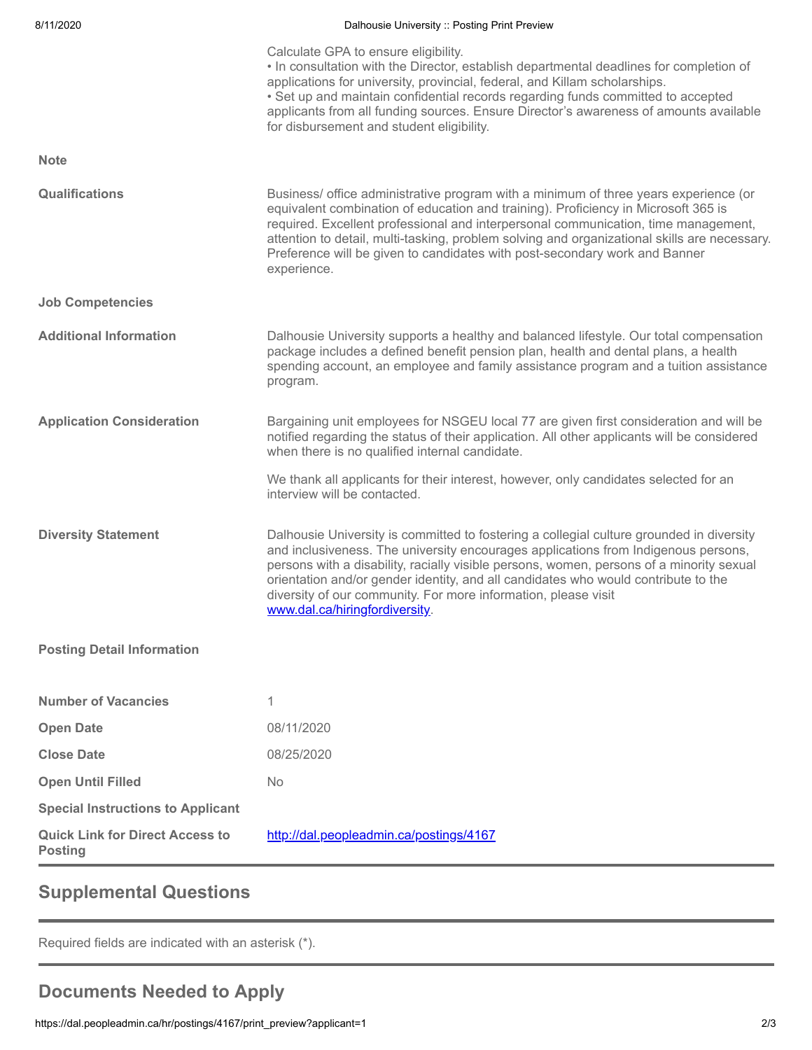Calculate GPA to ensure eligibility.
• In consultation with the Director, establish departmental deadlines for completion of applications for university, provincial, federal, and Killam scholarships.
• Set up and maintain confidential records regarding funds committed to accepted applicants from all funding sources. Ensure Director's awareness of amounts available for disbursement and student eligibility.

**Note**

**Qualifications**

Business/ office administrative program with a minimum of three years experience (or equivalent combination of education and training). Proficiency in Microsoft 365 is required. Excellent professional and interpersonal communication, time management, attention to detail, multi-tasking, problem solving and organizational skills are necessary. Preference will be given to candidates with post-secondary work and Banner experience.

**Job Competencies**

**Additional Information**

Dalhousie University supports a healthy and balanced lifestyle. Our total compensation package includes a defined benefit pension plan, health and dental plans, a health spending account, an employee and family assistance program and a tuition assistance program.

**Application Consideration**

Bargaining unit employees for NSGEU local 77 are given first consideration and will be notified regarding the status of their application. All other applicants will be considered when there is no qualified internal candidate.

We thank all applicants for their interest, however, only candidates selected for an interview will be contacted.

**Diversity Statement**

Dalhousie University is committed to fostering a collegial culture grounded in diversity and inclusiveness. The university encourages applications from Indigenous persons, persons with a disability, racially visible persons, women, persons of a minority sexual orientation and/or gender identity, and all candidates who would contribute to the diversity of our community. For more information, please visit [www.dal.ca/hiringfordiversity](www.dal.ca/hiringfordiversity).

**Posting Detail Information**

| | |
|---|---|
| **Number of Vacancies** | 1 |
| **Open Date** | 08/11/2020 |
| **Close Date** | 08/25/2020 |
| **Open Until Filled** | No |
| **Special Instructions to Applicant** | |
| **Quick Link for Direct Access to Posting** | [http://dal.peopleadmin.ca/postings/4167](http://dal.peopleadmin.ca/postings/4167) |

## Supplemental Questions

Required fields are indicated with an asterisk (*).

## Documents Needed to Apply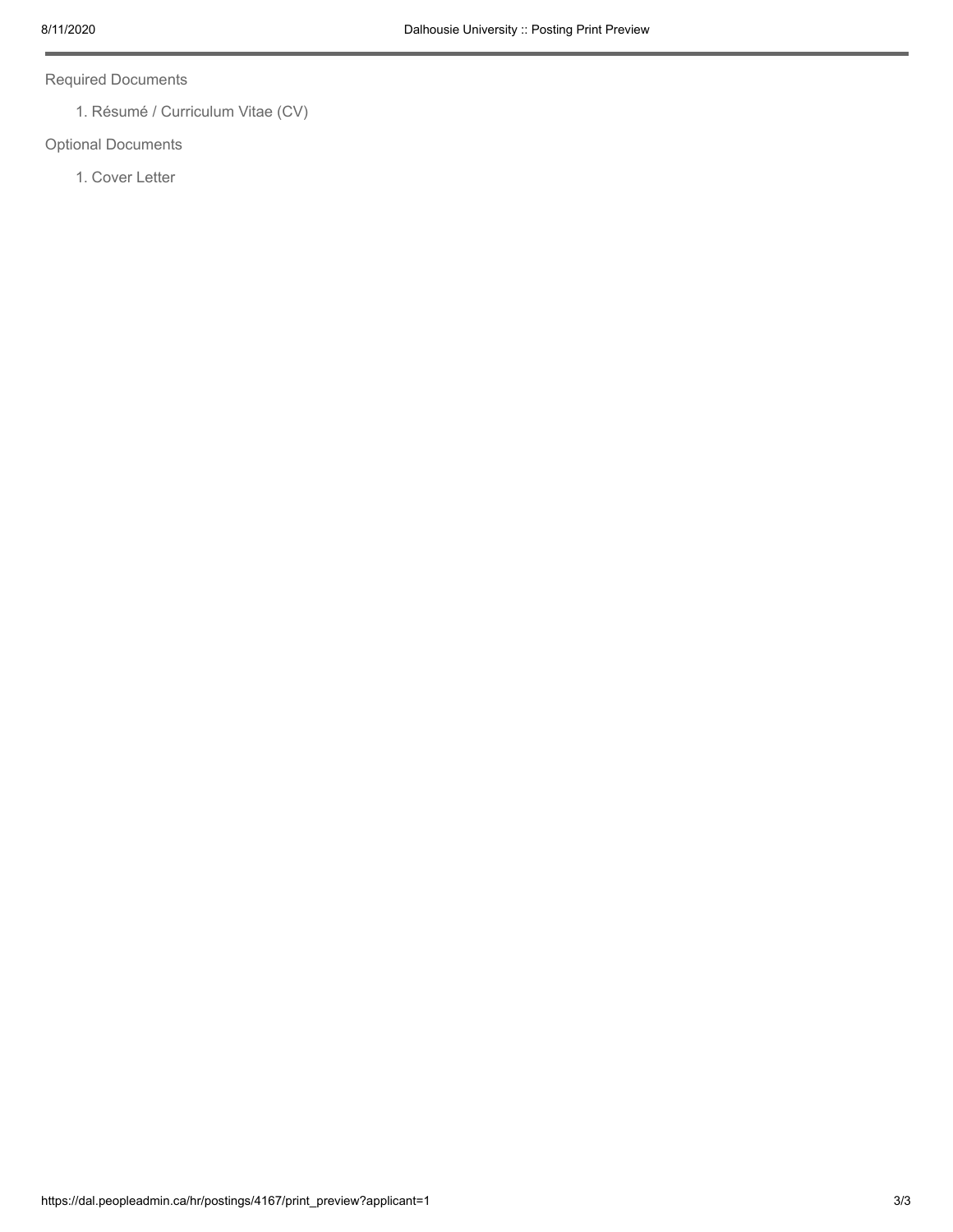Required Documents

1. Résumé / Curriculum Vitae (CV)

Optional Documents

1. Cover Letter